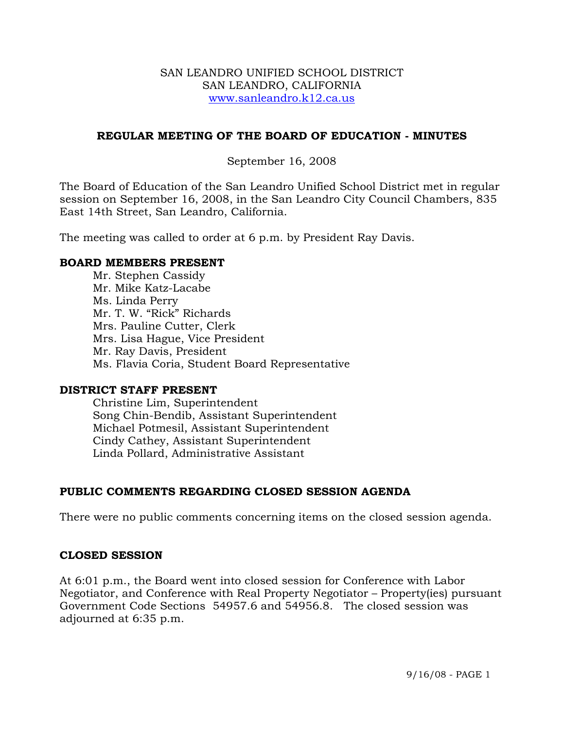SAN LEANDRO UNIFIED SCHOOL DISTRICT
SAN LEANDRO, CALIFORNIA
www.sanleandro.k12.ca.us

# REGULAR MEETING OF THE BOARD OF EDUCATION - MINUTES

September 16, 2008

The Board of Education of the San Leandro Unified School District met in regular session on September 16, 2008, in the San Leandro City Council Chambers, 835 East 14th Street, San Leandro, California.

The meeting was called to order at 6 p.m. by President Ray Davis.

## BOARD MEMBERS PRESENT

Mr. Stephen Cassidy
Mr. Mike Katz-Lacabe
Ms. Linda Perry
Mr. T. W. "Rick" Richards
Mrs. Pauline Cutter, Clerk
Mrs. Lisa Hague, Vice President
Mr. Ray Davis, President
Ms. Flavia Coria, Student Board Representative

## DISTRICT STAFF PRESENT

Christine Lim, Superintendent
Song Chin-Bendib, Assistant Superintendent
Michael Potmesil, Assistant Superintendent
Cindy Cathey, Assistant Superintendent
Linda Pollard, Administrative Assistant

## PUBLIC COMMENTS REGARDING CLOSED SESSION AGENDA

There were no public comments concerning items on the closed session agenda.

## CLOSED SESSION

At 6:01 p.m., the Board went into closed session for Conference with Labor Negotiator, and Conference with Real Property Negotiator – Property(ies) pursuant Government Code Sections 54957.6 and 54956.8. The closed session was adjourned at 6:35 p.m.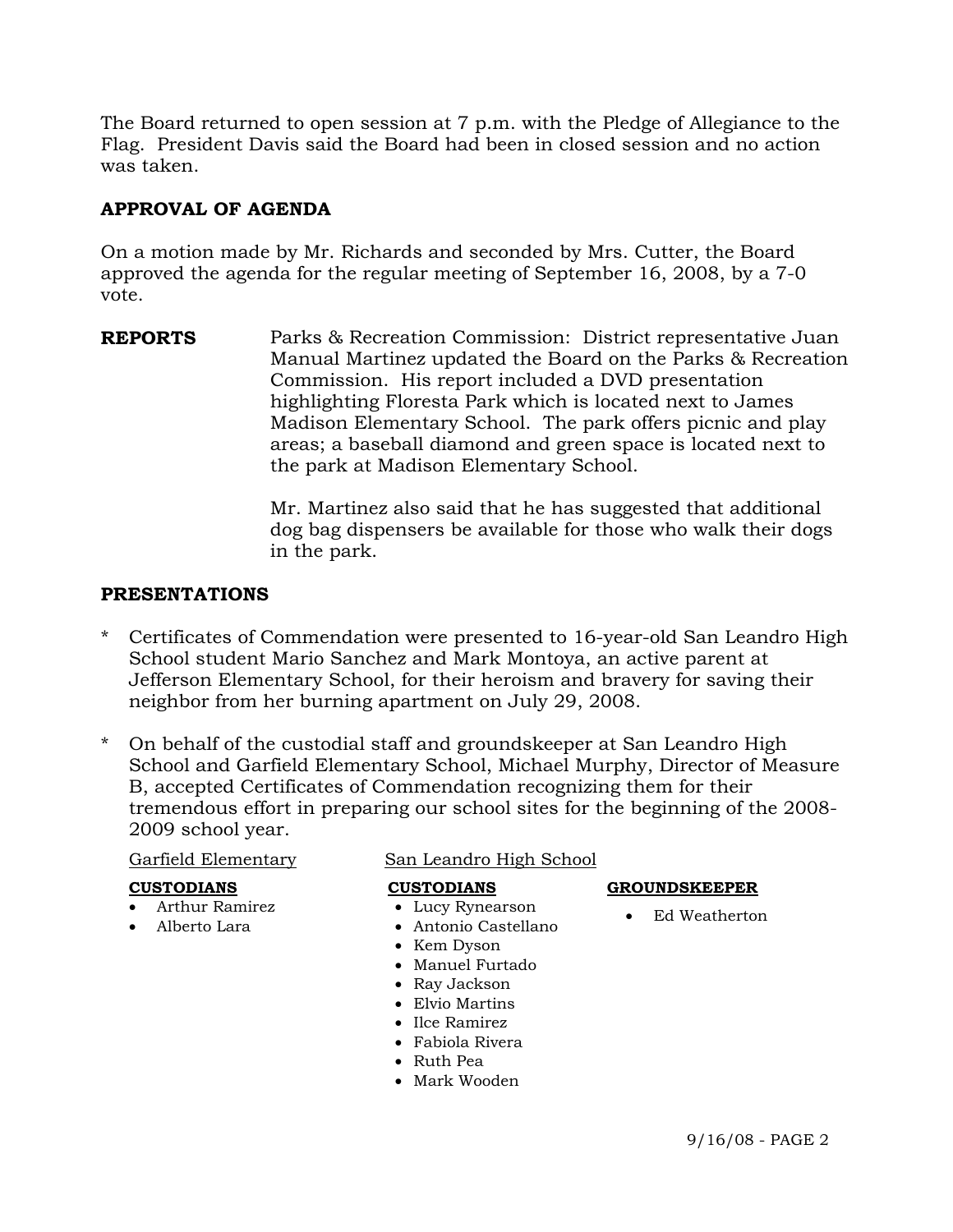The Board returned to open session at 7 p.m. with the Pledge of Allegiance to the Flag. President Davis said the Board had been in closed session and no action was taken.

## APPROVAL OF AGENDA

On a motion made by Mr. Richards and seconded by Mrs. Cutter, the Board approved the agenda for the regular meeting of September 16, 2008, by a 7-0 vote.

**REPORTS**

Parks & Recreation Commission: District representative Juan Manual Martinez updated the Board on the Parks & Recreation Commission. His report included a DVD presentation highlighting Floresta Park which is located next to James Madison Elementary School. The park offers picnic and play areas; a baseball diamond and green space is located next to the park at Madison Elementary School.

Mr. Martinez also said that he has suggested that additional dog bag dispensers be available for those who walk their dogs in the park.

## PRESENTATIONS

* Certificates of Commendation were presented to 16-year-old San Leandro High School student Mario Sanchez and Mark Montoya, an active parent at Jefferson Elementary School, for their heroism and bravery for saving their neighbor from her burning apartment on July 29, 2008.

* On behalf of the custodial staff and groundskeeper at San Leandro High School and Garfield Elementary School, Michael Murphy, Director of Measure B, accepted Certificates of Commendation recognizing them for their tremendous effort in preparing our school sites for the beginning of the 2008-2009 school year.

Garfield Elementary

**CUSTODIANS**

- Arthur Ramirez
- Alberto Lara

San Leandro High School

**CUSTODIANS**

- Lucy Rynearson
- Antonio Castellano
- Kem Dyson
- Manuel Furtado
- Ray Jackson
- Elvio Martins
- Ilce Ramirez
- Fabiola Rivera
- Ruth Pea
- Mark Wooden

**GROUNDSKEEPER**

- Ed Weatherton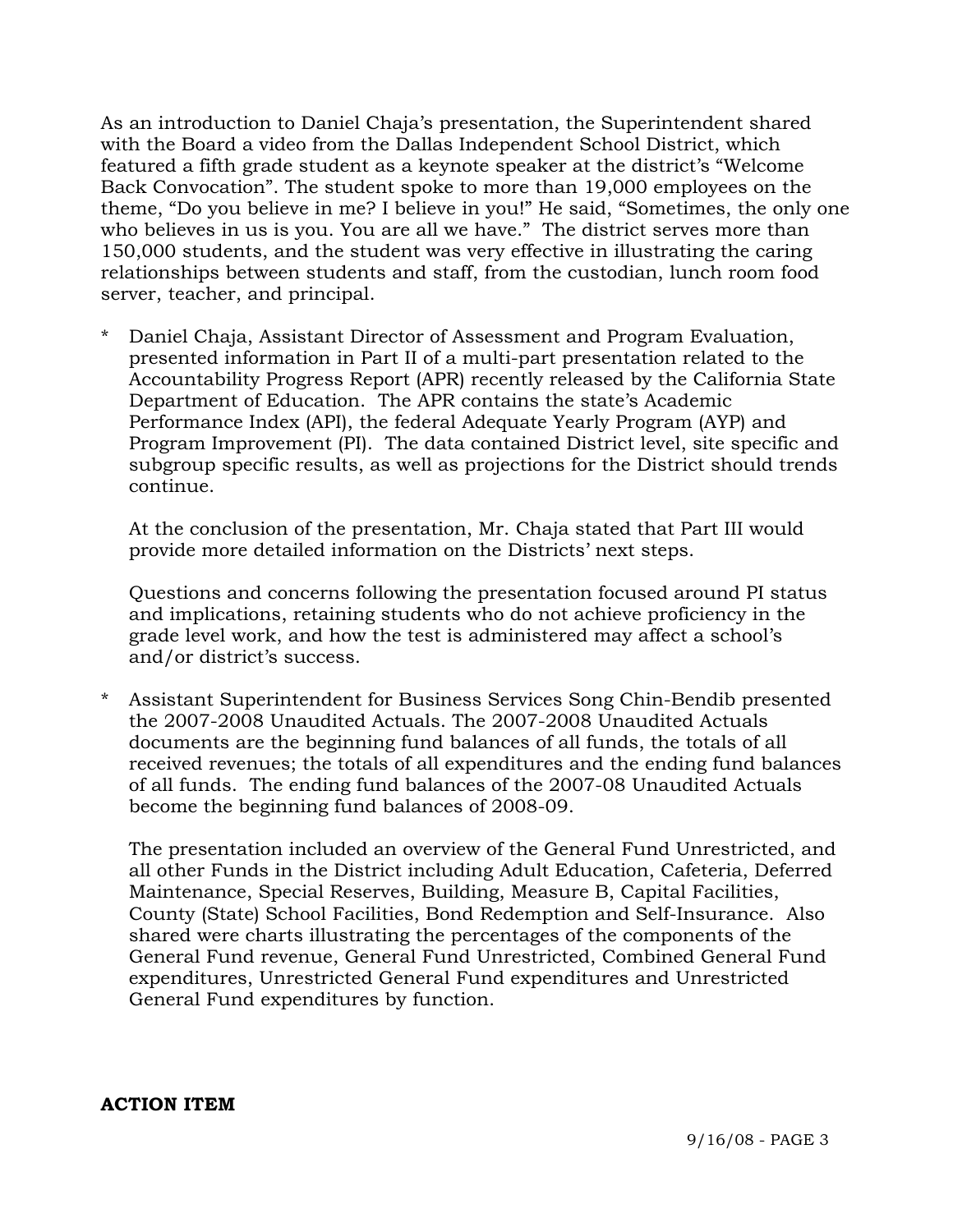As an introduction to Daniel Chaja's presentation, the Superintendent shared with the Board a video from the Dallas Independent School District, which featured a fifth grade student as a keynote speaker at the district's "Welcome Back Convocation". The student spoke to more than 19,000 employees on the theme, "Do you believe in me? I believe in you!" He said, "Sometimes, the only one who believes in us is you. You are all we have." The district serves more than 150,000 students, and the student was very effective in illustrating the caring relationships between students and staff, from the custodian, lunch room food server, teacher, and principal.

* Daniel Chaja, Assistant Director of Assessment and Program Evaluation, presented information in Part II of a multi-part presentation related to the Accountability Progress Report (APR) recently released by the California State Department of Education. The APR contains the state's Academic Performance Index (API), the federal Adequate Yearly Program (AYP) and Program Improvement (PI). The data contained District level, site specific and subgroup specific results, as well as projections for the District should trends continue.

  At the conclusion of the presentation, Mr. Chaja stated that Part III would provide more detailed information on the Districts' next steps.

  Questions and concerns following the presentation focused around PI status and implications, retaining students who do not achieve proficiency in the grade level work, and how the test is administered may affect a school's and/or district's success.

* Assistant Superintendent for Business Services Song Chin-Bendib presented the 2007-2008 Unaudited Actuals. The 2007-2008 Unaudited Actuals documents are the beginning fund balances of all funds, the totals of all received revenues; the totals of all expenditures and the ending fund balances of all funds. The ending fund balances of the 2007-08 Unaudited Actuals become the beginning fund balances of 2008-09.

  The presentation included an overview of the General Fund Unrestricted, and all other Funds in the District including Adult Education, Cafeteria, Deferred Maintenance, Special Reserves, Building, Measure B, Capital Facilities, County (State) School Facilities, Bond Redemption and Self-Insurance. Also shared were charts illustrating the percentages of the components of the General Fund revenue, General Fund Unrestricted, Combined General Fund expenditures, Unrestricted General Fund expenditures and Unrestricted General Fund expenditures by function.

**ACTION ITEM**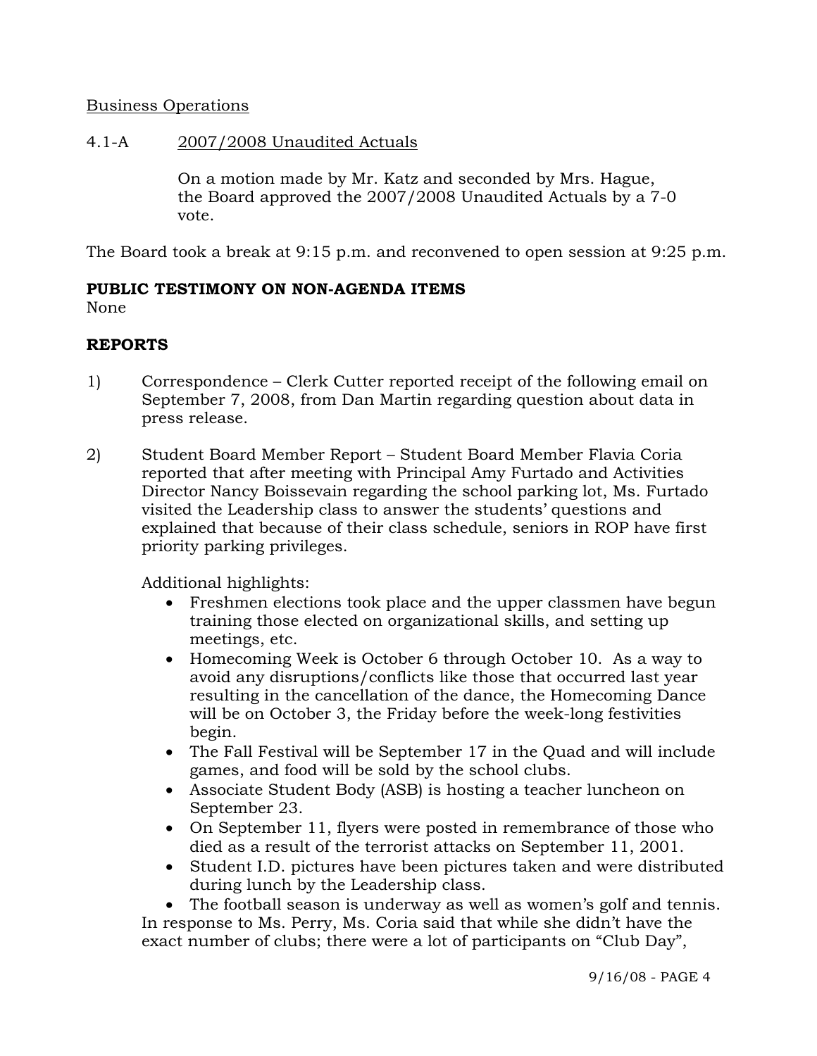Business Operations

4.1-A 2007/2008 Unaudited Actuals

On a motion made by Mr. Katz and seconded by Mrs. Hague, the Board approved the 2007/2008 Unaudited Actuals by a 7-0 vote.

The Board took a break at 9:15 p.m. and reconvened to open session at 9:25 p.m.

**PUBLIC TESTIMONY ON NON-AGENDA ITEMS**

None

**REPORTS**

1) Correspondence – Clerk Cutter reported receipt of the following email on September 7, 2008, from Dan Martin regarding question about data in press release.

2) Student Board Member Report – Student Board Member Flavia Coria reported that after meeting with Principal Amy Furtado and Activities Director Nancy Boissevain regarding the school parking lot, Ms. Furtado visited the Leadership class to answer the students' questions and explained that because of their class schedule, seniors in ROP have first priority parking privileges.

   Additional highlights:

   - Freshmen elections took place and the upper classmen have begun training those elected on organizational skills, and setting up meetings, etc.
   - Homecoming Week is October 6 through October 10. As a way to avoid any disruptions/conflicts like those that occurred last year resulting in the cancellation of the dance, the Homecoming Dance will be on October 3, the Friday before the week-long festivities begin.
   - The Fall Festival will be September 17 in the Quad and will include games, and food will be sold by the school clubs.
   - Associate Student Body (ASB) is hosting a teacher luncheon on September 23.
   - On September 11, flyers were posted in remembrance of those who died as a result of the terrorist attacks on September 11, 2001.
   - Student I.D. pictures have been pictures taken and were distributed during lunch by the Leadership class.
   - The football season is underway as well as women's golf and tennis.

   In response to Ms. Perry, Ms. Coria said that while she didn't have the exact number of clubs; there were a lot of participants on "Club Day",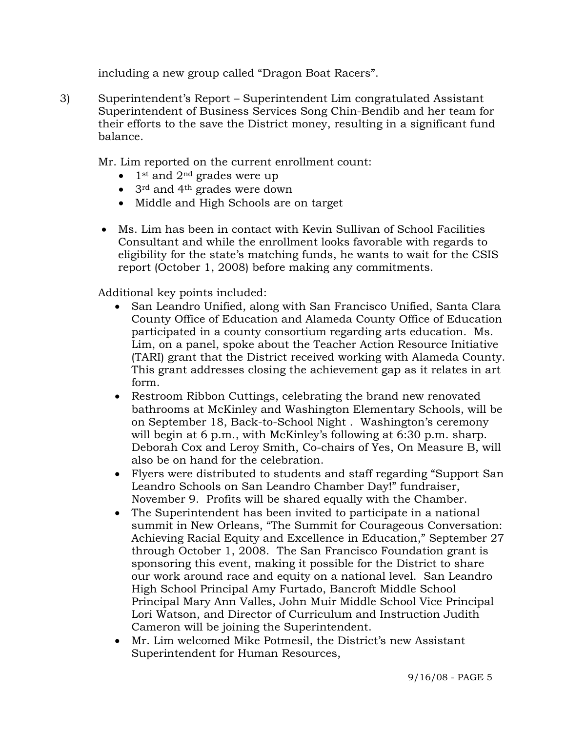including a new group called "Dragon Boat Racers".

3) Superintendent's Report – Superintendent Lim congratulated Assistant Superintendent of Business Services Song Chin-Bendib and her team for their efforts to the save the District money, resulting in a significant fund balance.

Mr. Lim reported on the current enrollment count:

- 1st and 2nd grades were up
- 3rd and 4th grades were down
- Middle and High Schools are on target

- Ms. Lim has been in contact with Kevin Sullivan of School Facilities Consultant and while the enrollment looks favorable with regards to eligibility for the state's matching funds, he wants to wait for the CSIS report (October 1, 2008) before making any commitments.

Additional key points included:

- San Leandro Unified, along with San Francisco Unified, Santa Clara County Office of Education and Alameda County Office of Education participated in a county consortium regarding arts education. Ms. Lim, on a panel, spoke about the Teacher Action Resource Initiative (TARI) grant that the District received working with Alameda County. This grant addresses closing the achievement gap as it relates in art form.
- Restroom Ribbon Cuttings, celebrating the brand new renovated bathrooms at McKinley and Washington Elementary Schools, will be on September 18, Back-to-School Night . Washington's ceremony will begin at 6 p.m., with McKinley's following at 6:30 p.m. sharp. Deborah Cox and Leroy Smith, Co-chairs of Yes, On Measure B, will also be on hand for the celebration.
- Flyers were distributed to students and staff regarding "Support San Leandro Schools on San Leandro Chamber Day!" fundraiser, November 9. Profits will be shared equally with the Chamber.
- The Superintendent has been invited to participate in a national summit in New Orleans, "The Summit for Courageous Conversation: Achieving Racial Equity and Excellence in Education," September 27 through October 1, 2008. The San Francisco Foundation grant is sponsoring this event, making it possible for the District to share our work around race and equity on a national level. San Leandro High School Principal Amy Furtado, Bancroft Middle School Principal Mary Ann Valles, John Muir Middle School Vice Principal Lori Watson, and Director of Curriculum and Instruction Judith Cameron will be joining the Superintendent.
- Mr. Lim welcomed Mike Potmesil, the District's new Assistant Superintendent for Human Resources,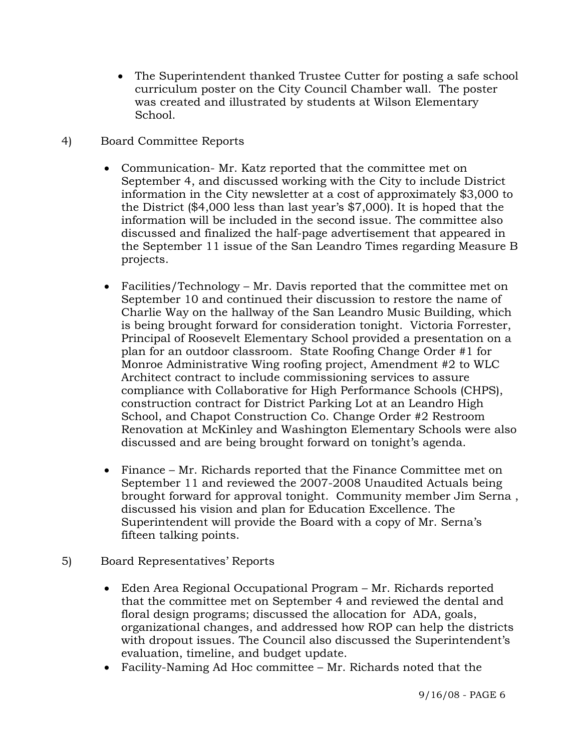- The Superintendent thanked Trustee Cutter for posting a safe school curriculum poster on the City Council Chamber wall. The poster was created and illustrated by students at Wilson Elementary School.

4) Board Committee Reports

- Communication- Mr. Katz reported that the committee met on September 4, and discussed working with the City to include District information in the City newsletter at a cost of approximately $3,000 to the District ($4,000 less than last year's $7,000). It is hoped that the information will be included in the second issue. The committee also discussed and finalized the half-page advertisement that appeared in the September 11 issue of the San Leandro Times regarding Measure B projects.

- Facilities/Technology – Mr. Davis reported that the committee met on September 10 and continued their discussion to restore the name of Charlie Way on the hallway of the San Leandro Music Building, which is being brought forward for consideration tonight. Victoria Forrester, Principal of Roosevelt Elementary School provided a presentation on a plan for an outdoor classroom. State Roofing Change Order #1 for Monroe Administrative Wing roofing project, Amendment #2 to WLC Architect contract to include commissioning services to assure compliance with Collaborative for High Performance Schools (CHPS), construction contract for District Parking Lot at an Leandro High School, and Chapot Construction Co. Change Order #2 Restroom Renovation at McKinley and Washington Elementary Schools were also discussed and are being brought forward on tonight's agenda.

- Finance – Mr. Richards reported that the Finance Committee met on September 11 and reviewed the 2007-2008 Unaudited Actuals being brought forward for approval tonight. Community member Jim Serna , discussed his vision and plan for Education Excellence. The Superintendent will provide the Board with a copy of Mr. Serna's fifteen talking points.

5) Board Representatives' Reports

- Eden Area Regional Occupational Program – Mr. Richards reported that the committee met on September 4 and reviewed the dental and floral design programs; discussed the allocation for ADA, goals, organizational changes, and addressed how ROP can help the districts with dropout issues. The Council also discussed the Superintendent's evaluation, timeline, and budget update.
- Facility-Naming Ad Hoc committee – Mr. Richards noted that the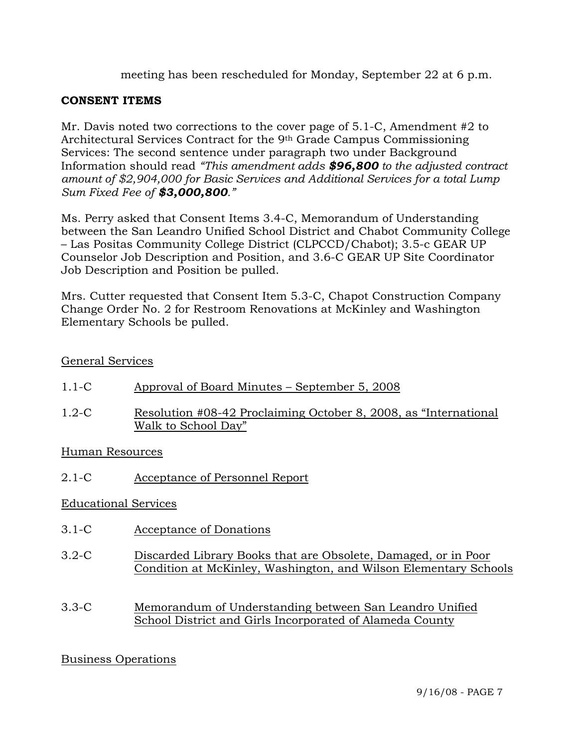meeting has been rescheduled for Monday, September 22 at 6 p.m.

**CONSENT ITEMS**

Mr. Davis noted two corrections to the cover page of 5.1-C, Amendment #2 to Architectural Services Contract for the 9th Grade Campus Commissioning Services: The second sentence under paragraph two under Background Information should read *"This amendment adds* ***$96,800*** *to the adjusted contract amount of $2,904,000 for Basic Services and Additional Services for a total Lump Sum Fixed Fee of* ***$3,000,800****."*

Ms. Perry asked that Consent Items 3.4-C, Memorandum of Understanding between the San Leandro Unified School District and Chabot Community College – Las Positas Community College District (CLPCCD/Chabot); 3.5-c GEAR UP Counselor Job Description and Position, and 3.6-C GEAR UP Site Coordinator Job Description and Position be pulled.

Mrs. Cutter requested that Consent Item 5.3-C, Chapot Construction Company Change Order No. 2 for Restroom Renovations at McKinley and Washington Elementary Schools be pulled.

General Services

1.1-C Approval of Board Minutes – September 5, 2008

1.2-C Resolution #08-42 Proclaiming October 8, 2008, as "International Walk to School Day"

Human Resources

2.1-C Acceptance of Personnel Report

Educational Services

3.1-C Acceptance of Donations

3.2-C Discarded Library Books that are Obsolete, Damaged, or in Poor Condition at McKinley, Washington, and Wilson Elementary Schools

3.3-C Memorandum of Understanding between San Leandro Unified School District and Girls Incorporated of Alameda County

Business Operations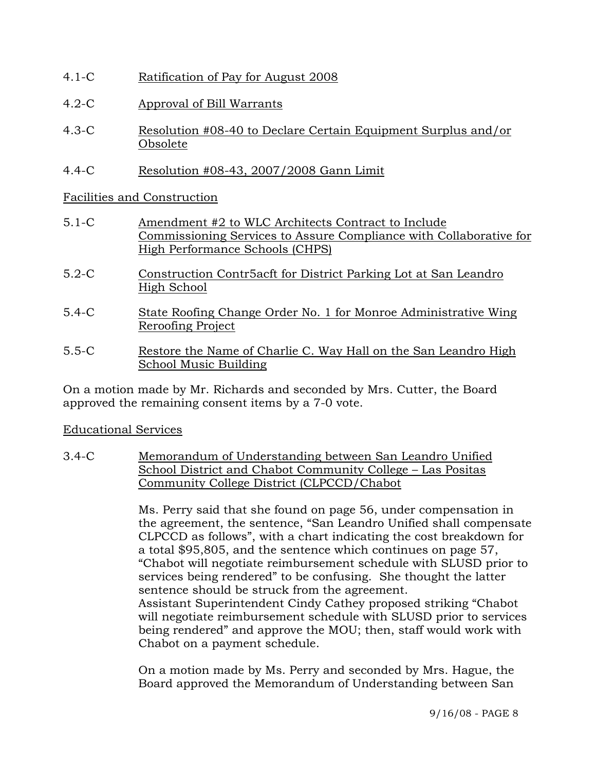4.1-C Ratification of Pay for August 2008

4.2-C Approval of Bill Warrants

4.3-C Resolution #08-40 to Declare Certain Equipment Surplus and/or Obsolete

4.4-C Resolution #08-43, 2007/2008 Gann Limit

Facilities and Construction

5.1-C Amendment #2 to WLC Architects Contract to Include Commissioning Services to Assure Compliance with Collaborative for High Performance Schools (CHPS)

5.2-C Construction Contr5acft for District Parking Lot at San Leandro High School

5.4-C State Roofing Change Order No. 1 for Monroe Administrative Wing Reroofing Project

5.5-C Restore the Name of Charlie C. Way Hall on the San Leandro High School Music Building

On a motion made by Mr. Richards and seconded by Mrs. Cutter, the Board approved the remaining consent items by a 7-0 vote.

Educational Services

3.4-C Memorandum of Understanding between San Leandro Unified School District and Chabot Community College – Las Positas Community College District (CLPCCD/Chabot

Ms. Perry said that she found on page 56, under compensation in the agreement, the sentence, "San Leandro Unified shall compensate CLPCCD as follows", with a chart indicating the cost breakdown for a total $95,805, and the sentence which continues on page 57, "Chabot will negotiate reimbursement schedule with SLUSD prior to services being rendered" to be confusing. She thought the latter sentence should be struck from the agreement.
Assistant Superintendent Cindy Cathey proposed striking "Chabot will negotiate reimbursement schedule with SLUSD prior to services being rendered" and approve the MOU; then, staff would work with Chabot on a payment schedule.

On a motion made by Ms. Perry and seconded by Mrs. Hague, the Board approved the Memorandum of Understanding between San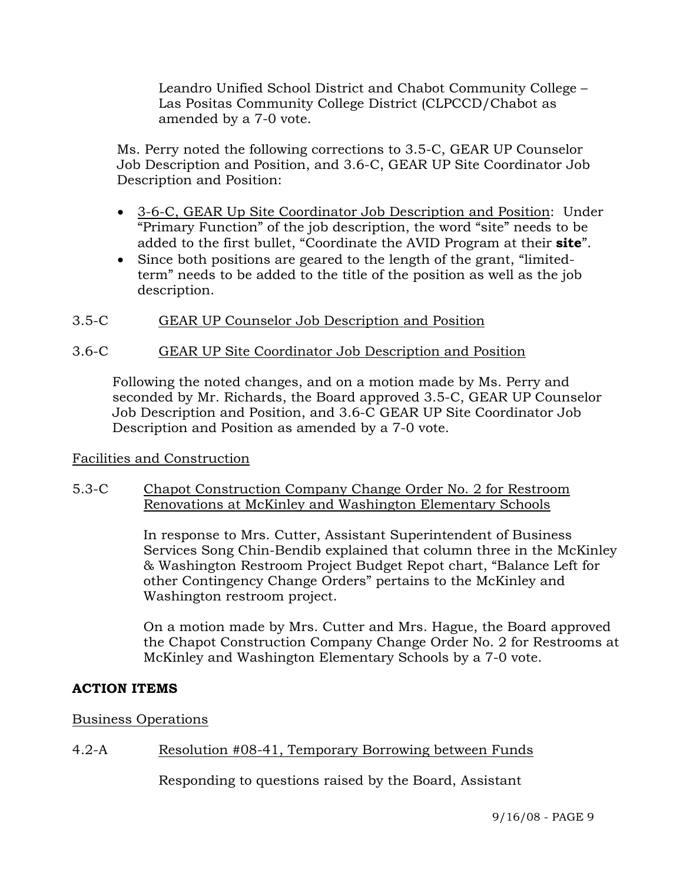Leandro Unified School District and Chabot Community College – Las Positas Community College District (CLPCCD/Chabot as amended by a 7-0 vote.

Ms. Perry noted the following corrections to 3.5-C, GEAR UP Counselor Job Description and Position, and 3.6-C, GEAR UP Site Coordinator Job Description and Position:

- 3-6-C, GEAR Up Site Coordinator Job Description and Position: Under "Primary Function" of the job description, the word "site" needs to be added to the first bullet, "Coordinate the AVID Program at their **site**".
- Since both positions are geared to the length of the grant, "limited-term" needs to be added to the title of the position as well as the job description.

3.5-C GEAR UP Counselor Job Description and Position

3.6-C GEAR UP Site Coordinator Job Description and Position

Following the noted changes, and on a motion made by Ms. Perry and seconded by Mr. Richards, the Board approved 3.5-C, GEAR UP Counselor Job Description and Position, and 3.6-C GEAR UP Site Coordinator Job Description and Position as amended by a 7-0 vote.

Facilities and Construction

5.3-C Chapot Construction Company Change Order No. 2 for Restroom Renovations at McKinley and Washington Elementary Schools

In response to Mrs. Cutter, Assistant Superintendent of Business Services Song Chin-Bendib explained that column three in the McKinley & Washington Restroom Project Budget Repot chart, "Balance Left for other Contingency Change Orders" pertains to the McKinley and Washington restroom project.

On a motion made by Mrs. Cutter and Mrs. Hague, the Board approved the Chapot Construction Company Change Order No. 2 for Restrooms at McKinley and Washington Elementary Schools by a 7-0 vote.

**ACTION ITEMS**

Business Operations

4.2-A Resolution #08-41, Temporary Borrowing between Funds

Responding to questions raised by the Board, Assistant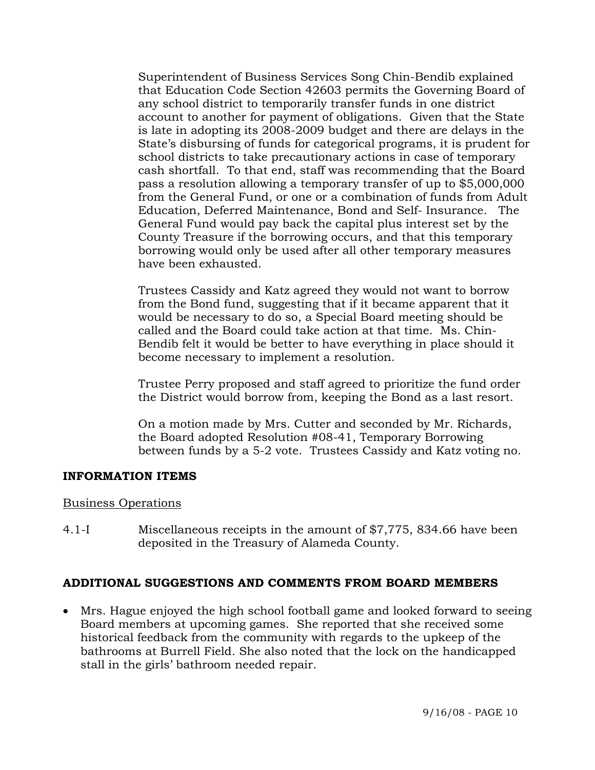Superintendent of Business Services Song Chin-Bendib explained that Education Code Section 42603 permits the Governing Board of any school district to temporarily transfer funds in one district account to another for payment of obligations. Given that the State is late in adopting its 2008-2009 budget and there are delays in the State's disbursing of funds for categorical programs, it is prudent for school districts to take precautionary actions in case of temporary cash shortfall. To that end, staff was recommending that the Board pass a resolution allowing a temporary transfer of up to $5,000,000 from the General Fund, or one or a combination of funds from Adult Education, Deferred Maintenance, Bond and Self- Insurance. The General Fund would pay back the capital plus interest set by the County Treasure if the borrowing occurs, and that this temporary borrowing would only be used after all other temporary measures have been exhausted.

Trustees Cassidy and Katz agreed they would not want to borrow from the Bond fund, suggesting that if it became apparent that it would be necessary to do so, a Special Board meeting should be called and the Board could take action at that time. Ms. Chin-Bendib felt it would be better to have everything in place should it become necessary to implement a resolution.

Trustee Perry proposed and staff agreed to prioritize the fund order the District would borrow from, keeping the Bond as a last resort.

On a motion made by Mrs. Cutter and seconded by Mr. Richards, the Board adopted Resolution #08-41, Temporary Borrowing between funds by a 5-2 vote. Trustees Cassidy and Katz voting no.

## INFORMATION ITEMS

Business Operations

4.1-I Miscellaneous receipts in the amount of $7,775, 834.66 have been deposited in the Treasury of Alameda County.

## ADDITIONAL SUGGESTIONS AND COMMENTS FROM BOARD MEMBERS

- Mrs. Hague enjoyed the high school football game and looked forward to seeing Board members at upcoming games. She reported that she received some historical feedback from the community with regards to the upkeep of the bathrooms at Burrell Field. She also noted that the lock on the handicapped stall in the girls' bathroom needed repair.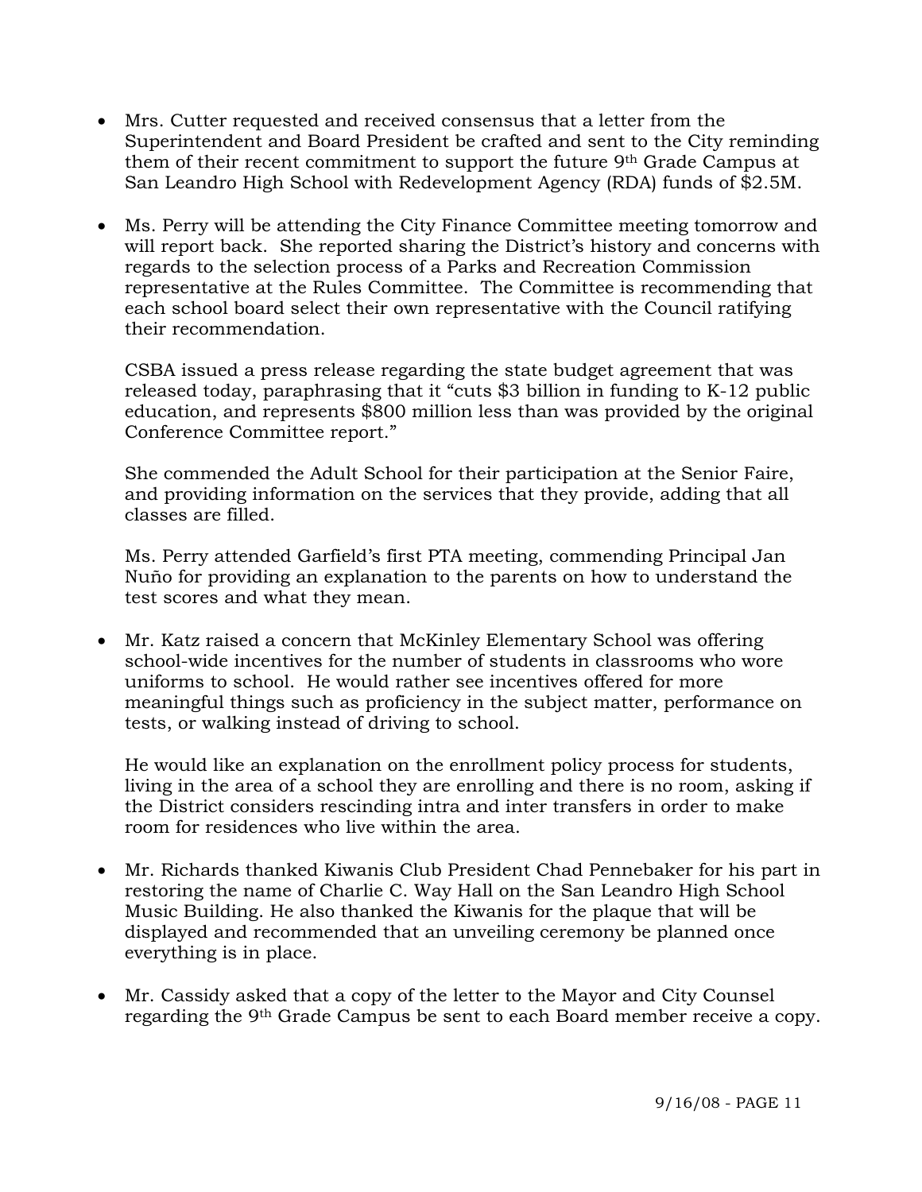- Mrs. Cutter requested and received consensus that a letter from the Superintendent and Board President be crafted and sent to the City reminding them of their recent commitment to support the future 9th Grade Campus at San Leandro High School with Redevelopment Agency (RDA) funds of $2.5M.

- Ms. Perry will be attending the City Finance Committee meeting tomorrow and will report back. She reported sharing the District's history and concerns with regards to the selection process of a Parks and Recreation Commission representative at the Rules Committee. The Committee is recommending that each school board select their own representative with the Council ratifying their recommendation.

  CSBA issued a press release regarding the state budget agreement that was released today, paraphrasing that it "cuts $3 billion in funding to K-12 public education, and represents $800 million less than was provided by the original Conference Committee report."

  She commended the Adult School for their participation at the Senior Faire, and providing information on the services that they provide, adding that all classes are filled.

  Ms. Perry attended Garfield's first PTA meeting, commending Principal Jan Nuño for providing an explanation to the parents on how to understand the test scores and what they mean.

- Mr. Katz raised a concern that McKinley Elementary School was offering school-wide incentives for the number of students in classrooms who wore uniforms to school. He would rather see incentives offered for more meaningful things such as proficiency in the subject matter, performance on tests, or walking instead of driving to school.

  He would like an explanation on the enrollment policy process for students, living in the area of a school they are enrolling and there is no room, asking if the District considers rescinding intra and inter transfers in order to make room for residences who live within the area.

- Mr. Richards thanked Kiwanis Club President Chad Pennebaker for his part in restoring the name of Charlie C. Way Hall on the San Leandro High School Music Building. He also thanked the Kiwanis for the plaque that will be displayed and recommended that an unveiling ceremony be planned once everything is in place.

- Mr. Cassidy asked that a copy of the letter to the Mayor and City Counsel regarding the 9th Grade Campus be sent to each Board member receive a copy.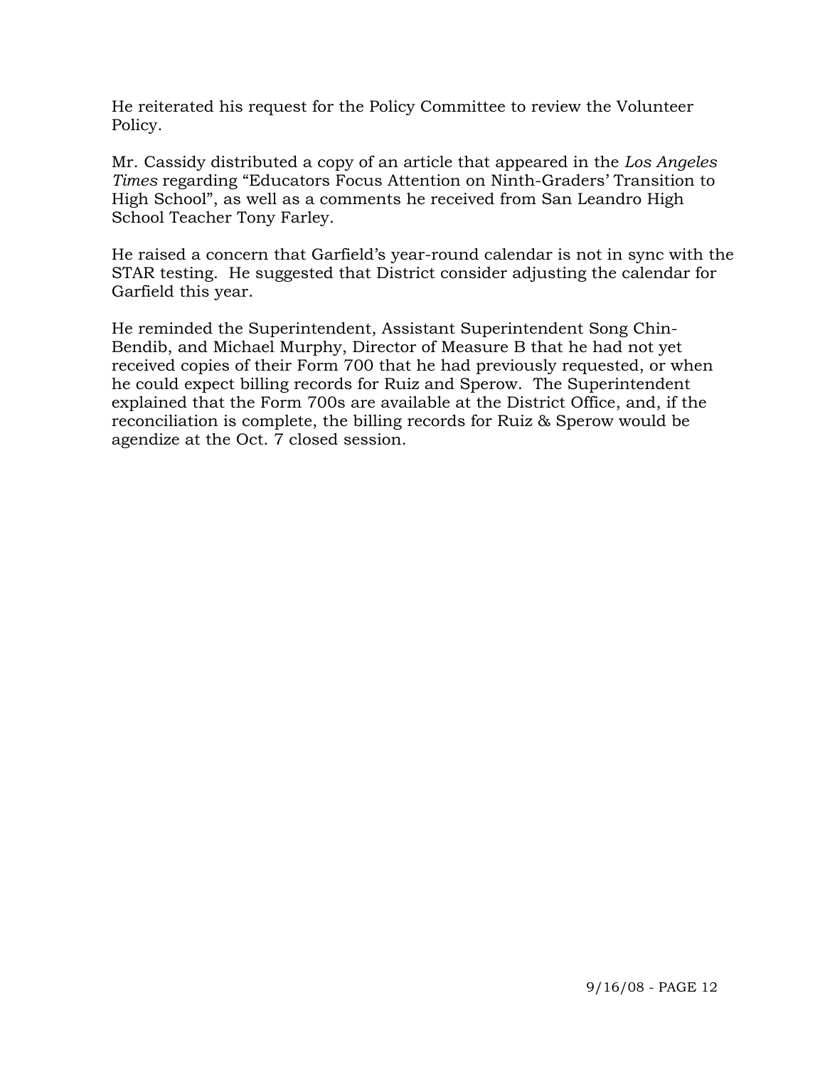He reiterated his request for the Policy Committee to review the Volunteer Policy.

Mr. Cassidy distributed a copy of an article that appeared in the *Los Angeles Times* regarding "Educators Focus Attention on Ninth-Graders' Transition to High School", as well as a comments he received from San Leandro High School Teacher Tony Farley.

He raised a concern that Garfield's year-round calendar is not in sync with the STAR testing. He suggested that District consider adjusting the calendar for Garfield this year.

He reminded the Superintendent, Assistant Superintendent Song Chin-Bendib, and Michael Murphy, Director of Measure B that he had not yet received copies of their Form 700 that he had previously requested, or when he could expect billing records for Ruiz and Sperow. The Superintendent explained that the Form 700s are available at the District Office, and, if the reconciliation is complete, the billing records for Ruiz & Sperow would be agendize at the Oct. 7 closed session.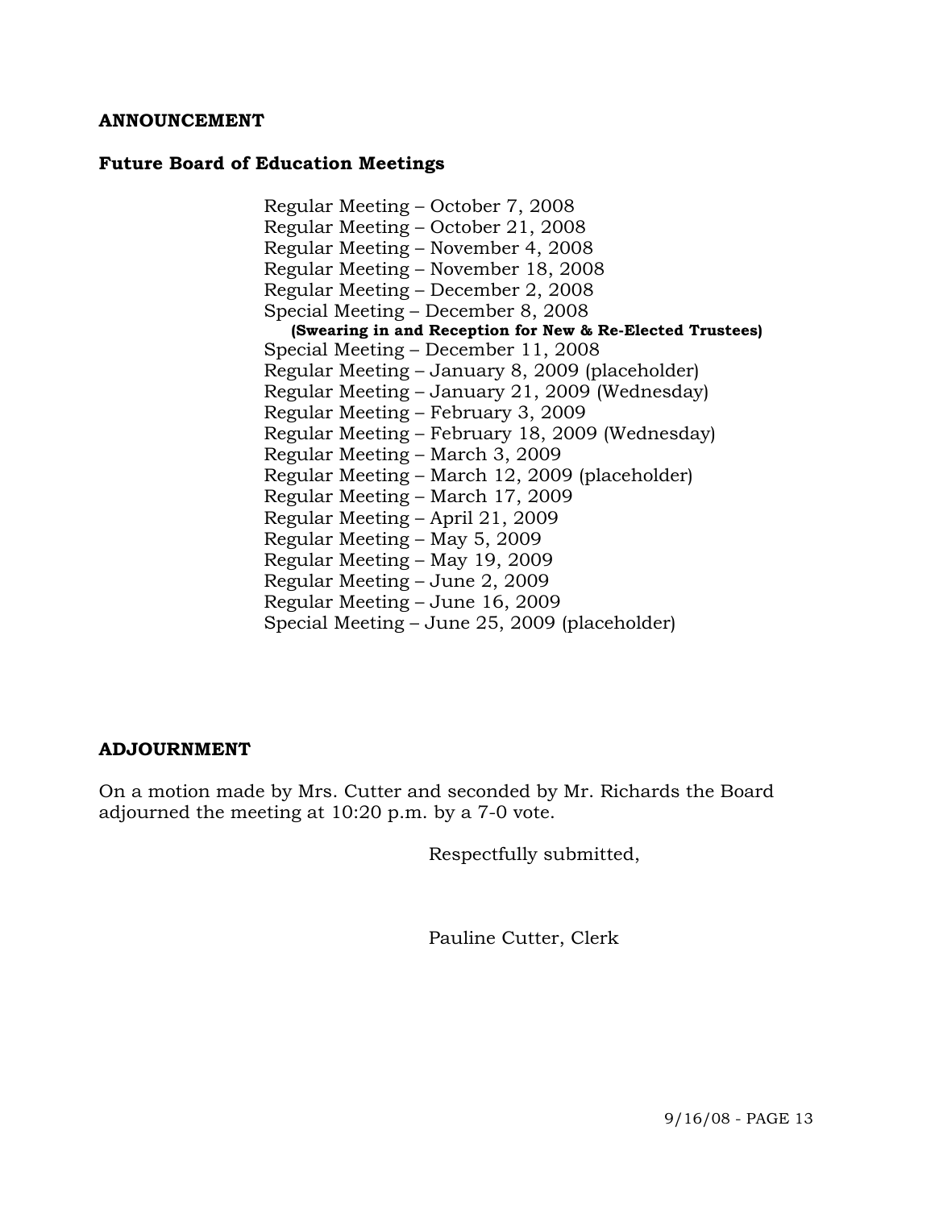**ANNOUNCEMENT**

**Future Board of Education Meetings**

Regular Meeting – October 7, 2008
Regular Meeting – October 21, 2008
Regular Meeting – November 4, 2008
Regular Meeting – November 18, 2008
Regular Meeting – December 2, 2008
Special Meeting – December 8, 2008
**(Swearing in and Reception for New & Re-Elected Trustees)**
Special Meeting – December 11, 2008
Regular Meeting – January 8, 2009 (placeholder)
Regular Meeting – January 21, 2009 (Wednesday)
Regular Meeting – February 3, 2009
Regular Meeting – February 18, 2009 (Wednesday)
Regular Meeting – March 3, 2009
Regular Meeting – March 12, 2009 (placeholder)
Regular Meeting – March 17, 2009
Regular Meeting – April 21, 2009
Regular Meeting – May 5, 2009
Regular Meeting – May 19, 2009
Regular Meeting – June 2, 2009
Regular Meeting – June 16, 2009
Special Meeting – June 25, 2009 (placeholder)

**ADJOURNMENT**

On a motion made by Mrs. Cutter and seconded by Mr. Richards the Board adjourned the meeting at 10:20 p.m. by a 7-0 vote.

Respectfully submitted,

Pauline Cutter, Clerk